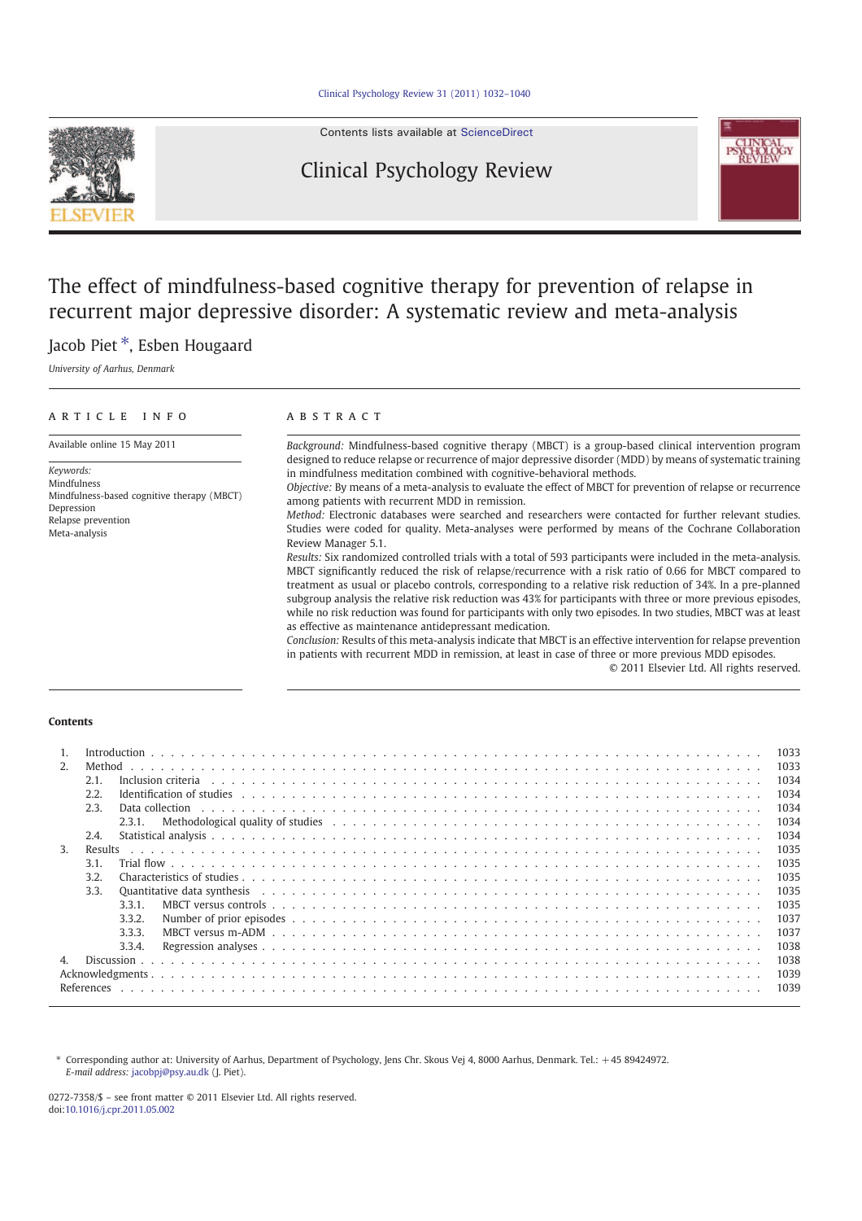Contents lists available at ScienceDirect

Clinical Psychology Review

# The effect of mindfulness-based cognitive therapy for prevention of relapse in recurrent major depressive disorder: A systematic review and meta-analysis

Jacob Piet *, Esben Hougaard

*University of Aarhus, Denmark*

## ARTICLE INFO

Available online 15 May 2011

*Keywords:*
Mindfulness
Mindfulness-based cognitive therapy (MBCT)
Depression
Relapse prevention
Meta-analysis

## ABSTRACT

*Background:* Mindfulness-based cognitive therapy (MBCT) is a group-based clinical intervention program designed to reduce relapse or recurrence of major depressive disorder (MDD) by means of systematic training in mindfulness meditation combined with cognitive-behavioral methods.

*Objective:* By means of a meta-analysis to evaluate the effect of MBCT for prevention of relapse or recurrence among patients with recurrent MDD in remission.

*Method:* Electronic databases were searched and researchers were contacted for further relevant studies. Studies were coded for quality. Meta-analyses were performed by means of the Cochrane Collaboration Review Manager 5.1.

*Results:* Six randomized controlled trials with a total of 593 participants were included in the meta-analysis. MBCT significantly reduced the risk of relapse/recurrence with a risk ratio of 0.66 for MBCT compared to treatment as usual or placebo controls, corresponding to a relative risk reduction of 34%. In a pre-planned subgroup analysis the relative risk reduction was 43% for participants with three or more previous episodes, while no risk reduction was found for participants with only two episodes. In two studies, MBCT was at least as effective as maintenance antidepressant medication.

*Conclusion:* Results of this meta-analysis indicate that MBCT is an effective intervention for relapse prevention in patients with recurrent MDD in remission, at least in case of three or more previous MDD episodes.

© 2011 Elsevier Ltd. All rights reserved.

## Contents

| | | |
|---|---|---|
| 1. | Introduction | 1033 |
| 2. | Method | 1033 |
| | 2.1. Inclusion criteria | 1034 |
| | 2.2. Identification of studies | 1034 |
| | 2.3. Data collection | 1034 |
| | 2.3.1. Methodological quality of studies | 1034 |
| | 2.4. Statistical analysis | 1034 |
| 3. | Results | 1035 |
| | 3.1. Trial flow | 1035 |
| | 3.2. Characteristics of studies | 1035 |
| | 3.3. Quantitative data synthesis | 1035 |
| | 3.3.1. MBCT versus controls | 1035 |
| | 3.3.2. Number of prior episodes | 1037 |
| | 3.3.3. MBCT versus m-ADM | 1037 |
| | 3.3.4. Regression analyses | 1038 |
| 4. | Discussion | 1038 |
| | Acknowledgments | 1039 |
| | References | 1039 |

\* Corresponding author at: University of Aarhus, Department of Psychology, Jens Chr. Skous Vej 4, 8000 Aarhus, Denmark. Tel.: +45 89424972.
*E-mail address:* jacobpj@psy.au.dk (J. Piet).

0272-7358/$ – see front matter © 2011 Elsevier Ltd. All rights reserved.
doi:10.1016/j.cpr.2011.05.002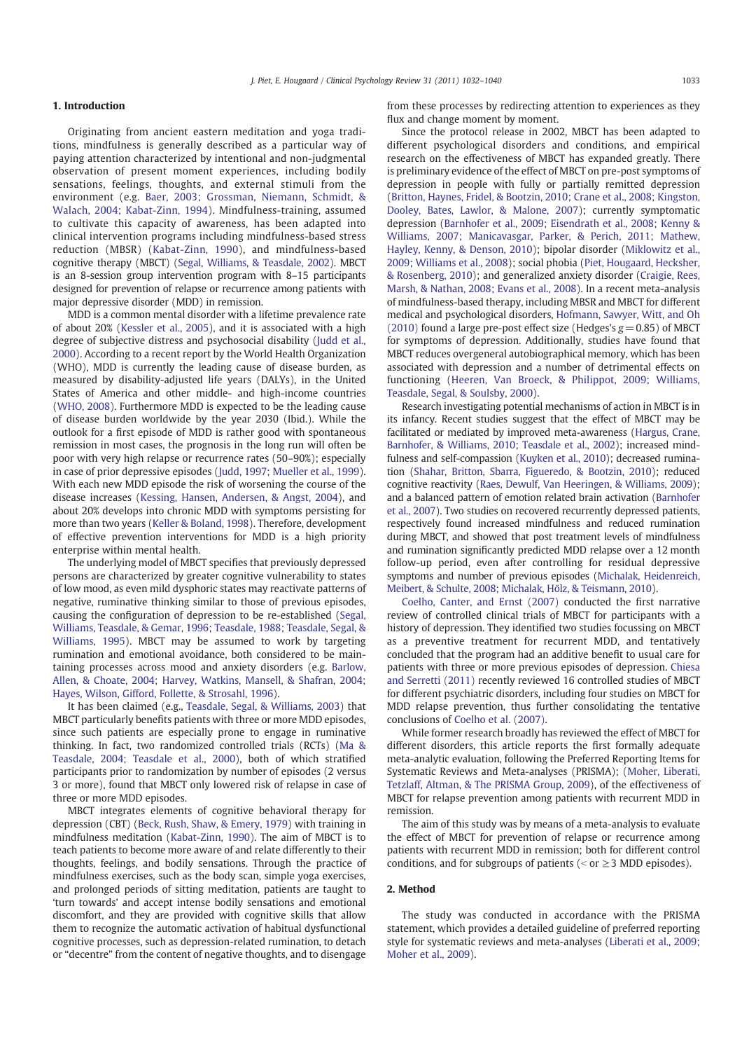## 1. Introduction

Originating from ancient eastern meditation and yoga traditions, mindfulness is generally described as a particular way of paying attention characterized by intentional and non-judgmental observation of present moment experiences, including bodily sensations, feelings, thoughts, and external stimuli from the environment (e.g. Baer, 2003; Grossman, Niemann, Schmidt, & Walach, 2004; Kabat-Zinn, 1994). Mindfulness-training, assumed to cultivate this capacity of awareness, has been adapted into clinical intervention programs including mindfulness-based stress reduction (MBSR) (Kabat-Zinn, 1990), and mindfulness-based cognitive therapy (MBCT) (Segal, Williams, & Teasdale, 2002). MBCT is an 8-session group intervention program with 8–15 participants designed for prevention of relapse or recurrence among patients with major depressive disorder (MDD) in remission.

MDD is a common mental disorder with a lifetime prevalence rate of about 20% (Kessler et al., 2005), and it is associated with a high degree of subjective distress and psychosocial disability (Judd et al., 2000). According to a recent report by the World Health Organization (WHO), MDD is currently the leading cause of disease burden, as measured by disability-adjusted life years (DALYs), in the United States of America and other middle- and high-income countries (WHO, 2008). Furthermore MDD is expected to be the leading cause of disease burden worldwide by the year 2030 (Ibid.). While the outlook for a first episode of MDD is rather good with spontaneous remission in most cases, the prognosis in the long run will often be poor with very high relapse or recurrence rates (50–90%); especially in case of prior depressive episodes (Judd, 1997; Mueller et al., 1999). With each new MDD episode the risk of worsening the course of the disease increases (Kessing, Hansen, Andersen, & Angst, 2004), and about 20% develops into chronic MDD with symptoms persisting for more than two years (Keller & Boland, 1998). Therefore, development of effective prevention interventions for MDD is a high priority enterprise within mental health.

The underlying model of MBCT specifies that previously depressed persons are characterized by greater cognitive vulnerability to states of low mood, as even mild dysphoric states may reactivate patterns of negative, ruminative thinking similar to those of previous episodes, causing the configuration of depression to be re-established (Segal, Williams, Teasdale, & Gemar, 1996; Teasdale, 1988; Teasdale, Segal, & Williams, 1995). MBCT may be assumed to work by targeting rumination and emotional avoidance, both considered to be maintaining processes across mood and anxiety disorders (e.g. Barlow, Allen, & Choate, 2004; Harvey, Watkins, Mansell, & Shafran, 2004; Hayes, Wilson, Gifford, Follette, & Strosahl, 1996).

It has been claimed (e.g., Teasdale, Segal, & Williams, 2003) that MBCT particularly benefits patients with three or more MDD episodes, since such patients are especially prone to engage in ruminative thinking. In fact, two randomized controlled trials (RCTs) (Ma & Teasdale, 2004; Teasdale et al., 2000), both of which stratified participants prior to randomization by number of episodes (2 versus 3 or more), found that MBCT only lowered risk of relapse in case of three or more MDD episodes.

MBCT integrates elements of cognitive behavioral therapy for depression (CBT) (Beck, Rush, Shaw, & Emery, 1979) with training in mindfulness meditation (Kabat-Zinn, 1990). The aim of MBCT is to teach patients to become more aware of and relate differently to their thoughts, feelings, and bodily sensations. Through the practice of mindfulness exercises, such as the body scan, simple yoga exercises, and prolonged periods of sitting meditation, patients are taught to 'turn towards' and accept intense bodily sensations and emotional discomfort, and they are provided with cognitive skills that allow them to recognize the automatic activation of habitual dysfunctional cognitive processes, such as depression-related rumination, to detach or "decentre" from the content of negative thoughts, and to disengage from these processes by redirecting attention to experiences as they flux and change moment by moment.

Since the protocol release in 2002, MBCT has been adapted to different psychological disorders and conditions, and empirical research on the effectiveness of MBCT has expanded greatly. There is preliminary evidence of the effect of MBCT on pre-post symptoms of depression in people with fully or partially remitted depression (Britton, Haynes, Fridel, & Bootzin, 2010; Crane et al., 2008; Kingston, Dooley, Bates, Lawlor, & Malone, 2007); currently symptomatic depression (Barnhofer et al., 2009; Eisendrath et al., 2008; Kenny & Williams, 2007; Manicavasgar, Parker, & Perich, 2011; Mathew, Hayley, Kenny, & Denson, 2010); bipolar disorder (Miklowitz et al., 2009; Williams et al., 2008); social phobia (Piet, Hougaard, Hecksher, & Rosenberg, 2010); and generalized anxiety disorder (Craigie, Rees, Marsh, & Nathan, 2008; Evans et al., 2008). In a recent meta-analysis of mindfulness-based therapy, including MBSR and MBCT for different medical and psychological disorders, Hofmann, Sawyer, Witt, and Oh (2010) found a large pre-post effect size (Hedges's $g = 0.85$) of MBCT for symptoms of depression. Additionally, studies have found that MBCT reduces overgeneral autobiographical memory, which has been associated with depression and a number of detrimental effects on functioning (Heeren, Van Broeck, & Philippot, 2009; Williams, Teasdale, Segal, & Soulsby, 2000).

Research investigating potential mechanisms of action in MBCT is in its infancy. Recent studies suggest that the effect of MBCT may be facilitated or mediated by improved meta-awareness (Hargus, Crane, Barnhofer, & Williams, 2010; Teasdale et al., 2002); increased mindfulness and self-compassion (Kuyken et al., 2010); decreased rumination (Shahar, Britton, Sbarra, Figueredo, & Bootzin, 2010); reduced cognitive reactivity (Raes, Dewulf, Van Heeringen, & Williams, 2009); and a balanced pattern of emotion related brain activation (Barnhofer et al., 2007). Two studies on recovered recurrently depressed patients, respectively found increased mindfulness and reduced rumination during MBCT, and showed that post treatment levels of mindfulness and rumination significantly predicted MDD relapse over a 12 month follow-up period, even after controlling for residual depressive symptoms and number of previous episodes (Michalak, Heidenreich, Meibert, & Schulte, 2008; Michalak, Hölz, & Teismann, 2010).

Coelho, Canter, and Ernst (2007) conducted the first narrative review of controlled clinical trials of MBCT for participants with a history of depression. They identified two studies focussing on MBCT as a preventive treatment for recurrent MDD, and tentatively concluded that the program had an additive benefit to usual care for patients with three or more previous episodes of depression. Chiesa and Serretti (2011) recently reviewed 16 controlled studies of MBCT for different psychiatric disorders, including four studies on MBCT for MDD relapse prevention, thus further consolidating the tentative conclusions of Coelho et al. (2007).

While former research broadly has reviewed the effect of MBCT for different disorders, this article reports the first formally adequate meta-analytic evaluation, following the Preferred Reporting Items for Systematic Reviews and Meta-analyses (PRISMA); (Moher, Liberati, Tetzlaff, Altman, & The PRISMA Group, 2009), of the effectiveness of MBCT for relapse prevention among patients with recurrent MDD in remission.

The aim of this study was by means of a meta-analysis to evaluate the effect of MBCT for prevention of relapse or recurrence among patients with recurrent MDD in remission; both for different control conditions, and for subgroups of patients (< or ≥3 MDD episodes).

## 2. Method

The study was conducted in accordance with the PRISMA statement, which provides a detailed guideline of preferred reporting style for systematic reviews and meta-analyses (Liberati et al., 2009; Moher et al., 2009).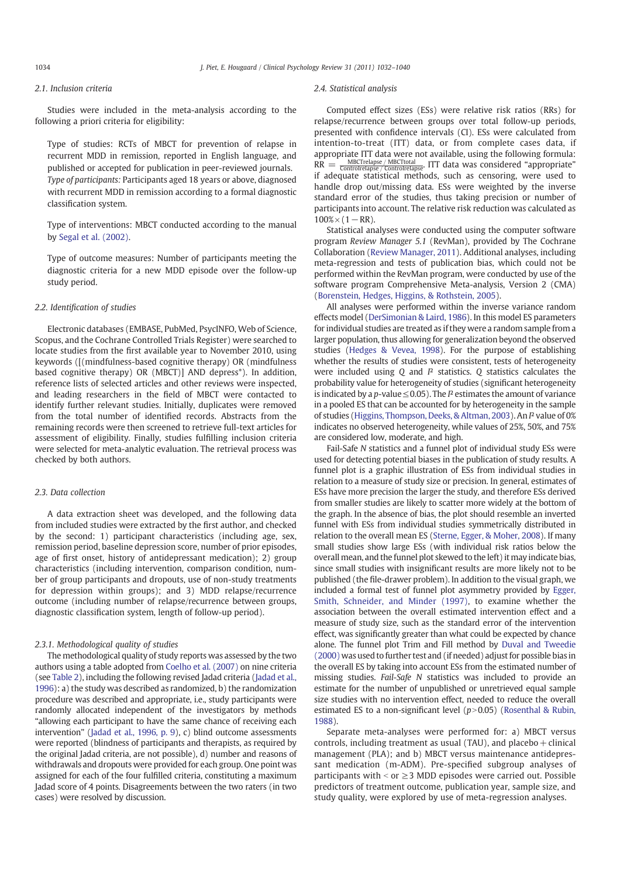### 2.1. Inclusion criteria

Studies were included in the meta-analysis according to the following a priori criteria for eligibility:

Type of studies: RCTs of MBCT for prevention of relapse in recurrent MDD in remission, reported in English language, and published or accepted for publication in peer-reviewed journals.
*Type of participants:* Participants aged 18 years or above, diagnosed with recurrent MDD in remission according to a formal diagnostic classification system.

Type of interventions: MBCT conducted according to the manual by Segal et al. (2002).

Type of outcome measures: Number of participants meeting the diagnostic criteria for a new MDD episode over the follow-up study period.

### 2.2. Identification of studies

Electronic databases (EMBASE, PubMed, PsycINFO, Web of Science, Scopus, and the Cochrane Controlled Trials Register) were searched to locate studies from the first available year to November 2010, using keywords ([(mindfulness-based cognitive therapy) OR (mindfulness based cognitive therapy) OR (MBCT)] AND depress*). In addition, reference lists of selected articles and other reviews were inspected, and leading researchers in the field of MBCT were contacted to identify further relevant studies. Initially, duplicates were removed from the total number of identified records. Abstracts from the remaining records were then screened to retrieve full-text articles for assessment of eligibility. Finally, studies fulfilling inclusion criteria were selected for meta-analytic evaluation. The retrieval process was checked by both authors.

### 2.3. Data collection

A data extraction sheet was developed, and the following data from included studies were extracted by the first author, and checked by the second: 1) participant characteristics (including age, sex, remission period, baseline depression score, number of prior episodes, age of first onset, history of antidepressant medication); 2) group characteristics (including intervention, comparison condition, number of group participants and dropouts, use of non-study treatments for depression within groups); and 3) MDD relapse/recurrence outcome (including number of relapse/recurrence between groups, diagnostic classification system, length of follow-up period).

#### 2.3.1. Methodological quality of studies

The methodological quality of study reports was assessed by the two authors using a table adopted from Coelho et al. (2007) on nine criteria (see Table 2), including the following revised Jadad criteria (Jadad et al., 1996): a) the study was described as randomized, b) the randomization procedure was described and appropriate, i.e., study participants were randomly allocated independent of the investigators by methods "allowing each participant to have the same chance of receiving each intervention" (Jadad et al., 1996, p. 9), c) blind outcome assessments were reported (blindness of participants and therapists, as required by the original Jadad criteria, are not possible), d) number and reasons of withdrawals and dropouts were provided for each group. One point was assigned for each of the four fulfilled criteria, constituting a maximum Jadad score of 4 points. Disagreements between the two raters (in two cases) were resolved by discussion.

### 2.4. Statistical analysis

Computed effect sizes (ESs) were relative risk ratios (RRs) for relapse/recurrence between groups over total follow-up periods, presented with confidence intervals (CI). ESs were calculated from intention-to-treat (ITT) data, or from complete cases data, if appropriate ITT data were not available, using the following formula: $RR = \frac{\text{MBCTrelapse / MBCTtotal}}{\text{Controlrelapse / Controlrelapse}}$. ITT data was considered "appropriate" if adequate statistical methods, such as censoring, were used to handle drop out/missing data. ESs were weighted by the inverse standard error of the studies, thus taking precision or number of participants into account. The relative risk reduction was calculated as $100\% \times (1 - RR)$.

Statistical analyses were conducted using the computer software program *Review Manager 5.1* (RevMan), provided by The Cochrane Collaboration (Review Manager, 2011). Additional analyses, including meta-regression and tests of publication bias, which could not be performed within the RevMan program, were conducted by use of the software program Comprehensive Meta-analysis, Version 2 (CMA) (Borenstein, Hedges, Higgins, & Rothstein, 2005).

All analyses were performed within the inverse variance random effects model (DerSimonian & Laird, 1986). In this model ES parameters for individual studies are treated as if they were a random sample from a larger population, thus allowing for generalization beyond the observed studies (Hedges & Vevea, 1998). For the purpose of establishing whether the results of studies were consistent, tests of heterogeneity were included using $Q$ and $I^2$ statistics. $Q$ statistics calculates the probability value for heterogeneity of studies (significant heterogeneity is indicated by a $p$-value $\leq 0.05$). The $I^2$ estimates the amount of variance in a pooled ES that can be accounted for by heterogeneity in the sample of studies (Higgins, Thompson, Deeks, & Altman, 2003). An $I^2$ value of 0% indicates no observed heterogeneity, while values of 25%, 50%, and 75% are considered low, moderate, and high.

Fail-Safe $N$ statistics and a funnel plot of individual study ESs were used for detecting potential biases in the publication of study results. A funnel plot is a graphic illustration of ESs from individual studies in relation to a measure of study size or precision. In general, estimates of ESs have more precision the larger the study, and therefore ESs derived from smaller studies are likely to scatter more widely at the bottom of the graph. In the absence of bias, the plot should resemble an inverted funnel with ESs from individual studies symmetrically distributed in relation to the overall mean ES (Sterne, Egger, & Moher, 2008). If many small studies show large ESs (with individual risk ratios below the overall mean, and the funnel plot skewed to the left) it may indicate bias, since small studies with insignificant results are more likely not to be published (the file-drawer problem). In addition to the visual graph, we included a formal test of funnel plot asymmetry provided by Egger, Smith, Schneider, and Minder (1997), to examine whether the association between the overall estimated intervention effect and a measure of study size, such as the standard error of the intervention effect, was significantly greater than what could be expected by chance alone. The funnel plot Trim and Fill method by Duval and Tweedie (2000) was used to further test and (if needed) adjust for possible bias in the overall ES by taking into account ESs from the estimated number of missing studies. *Fail-Safe N* statistics was included to provide an estimate for the number of unpublished or unretrieved equal sample size studies with no intervention effect, needed to reduce the overall estimated ES to a non-significant level ($p > 0.05$) (Rosenthal & Rubin, 1988).

Separate meta-analyses were performed for: a) MBCT versus controls, including treatment as usual (TAU), and placebo + clinical management (PLA); and b) MBCT versus maintenance antidepressant medication (m-ADM). Pre-specified subgroup analyses of participants with $<$ or $\geq 3$ MDD episodes were carried out. Possible predictors of treatment outcome, publication year, sample size, and study quality, were explored by use of meta-regression analyses.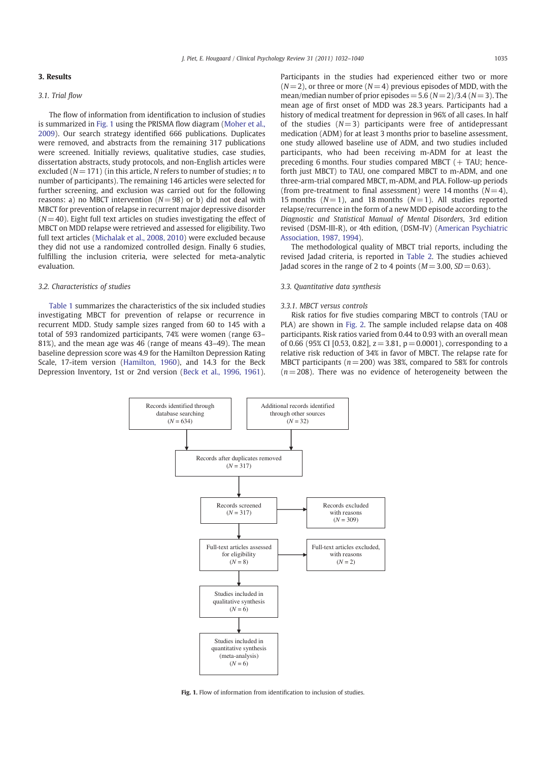## 3. Results

### 3.1. Trial flow

The flow of information from identification to inclusion of studies is summarized in Fig. 1 using the PRISMA flow diagram (Moher et al., 2009). Our search strategy identified 666 publications. Duplicates were removed, and abstracts from the remaining 317 publications were screened. Initially reviews, qualitative studies, case studies, dissertation abstracts, study protocols, and non-English articles were excluded ($N=171$) (in this article, $N$ refers to number of studies; $n$ to number of participants). The remaining 146 articles were selected for further screening, and exclusion was carried out for the following reasons: a) no MBCT intervention ($N=98$) or b) did not deal with MBCT for prevention of relapse in recurrent major depressive disorder ($N=40$). Eight full text articles on studies investigating the effect of MBCT on MDD relapse were retrieved and assessed for eligibility. Two full text articles (Michalak et al., 2008, 2010) were excluded because they did not use a randomized controlled design. Finally 6 studies, fulfilling the inclusion criteria, were selected for meta-analytic evaluation.

### 3.2. Characteristics of studies

Table 1 summarizes the characteristics of the six included studies investigating MBCT for prevention of relapse or recurrence in recurrent MDD. Study sample sizes ranged from 60 to 145 with a total of 593 randomized participants, 74% were women (range 63–81%), and the mean age was 46 (range of means 43–49). The mean baseline depression score was 4.9 for the Hamilton Depression Rating Scale, 17-item version (Hamilton, 1960), and 14.3 for the Beck Depression Inventory, 1st or 2nd version (Beck et al., 1996, 1961). Participants in the studies had experienced either two or more ($N=2$), or three or more ($N=4$) previous episodes of MDD, with the mean/median number of prior episodes = 5.6 ($N=2$)/3.4 ($N=3$). The mean age of first onset of MDD was 28.3 years. Participants had a history of medical treatment for depression in 96% of all cases. In half of the studies ($N=3$) participants were free of antidepressant medication (ADM) for at least 3 months prior to baseline assessment, one study allowed baseline use of ADM, and two studies included participants, who had been receiving m-ADM for at least the preceding 6 months. Four studies compared MBCT (+ TAU; henceforth just MBCT) to TAU, one compared MBCT to m-ADM, and one three-arm-trial compared MBCT, m-ADM, and PLA. Follow-up periods (from pre-treatment to final assessment) were 14 months ($N=4$), 15 months ($N=1$), and 18 months ($N=1$). All studies reported relapse/recurrence in the form of a new MDD episode according to the *Diagnostic and Statistical Manual of Mental Disorders*, 3rd edition revised (DSM-III-R), or 4th edition, (DSM-IV) (American Psychiatric Association, 1987, 1994).

The methodological quality of MBCT trial reports, including the revised Jadad criteria, is reported in Table 2. The studies achieved Jadad scores in the range of 2 to 4 points ($M=3.00$, $SD=0.63$).

### 3.3. Quantitative data synthesis

#### 3.3.1. MBCT versus controls

Risk ratios for five studies comparing MBCT to controls (TAU or PLA) are shown in Fig. 2. The sample included relapse data on 408 participants. Risk ratios varied from 0.44 to 0.93 with an overall mean of 0.66 (95% CI [0.53, 0.82], $z=3.81$, $p=0.0001$), corresponding to a relative risk reduction of 34% in favor of MBCT. The relapse rate for MBCT participants ($n=200$) was 38%, compared to 58% for controls ($n=208$). There was no evidence of heterogeneity between the

Records identified through database searching ($N = 634$)

Additional records identified through other sources ($N = 32$)

Records after duplicates removed ($N = 317$)

Records screened ($N = 317$)

Records excluded with reasons ($N = 309$)

Full-text articles assessed for eligibility ($N = 8$)

Full-text articles excluded, with reasons ($N = 2$)

Studies included in qualitative synthesis ($N = 6$)

Studies included in quantitative synthesis (meta-analysis) ($N = 6$)

**Fig. 1.** Flow of information from identification to inclusion of studies.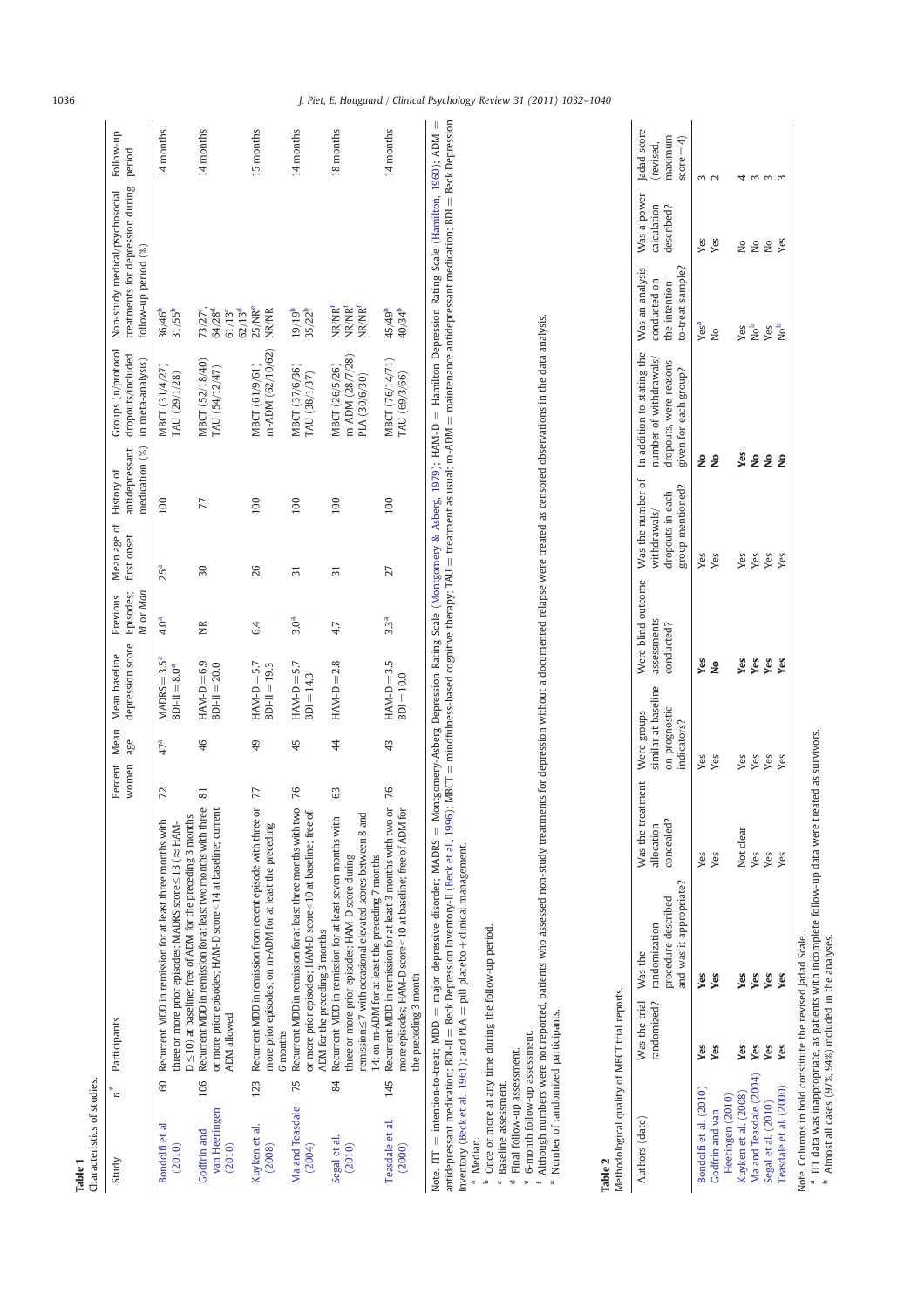**Table 1**
Characteristics of studies.

| Study | n* | Participants | Percent women | Mean age | Mean baseline depression score | Previous Episodes; M or Mdn | Mean age of first onset | History of antidepressant medication (%) | Groups (n/protocol dropouts/included in meta-analysis) | Non-study medical/psychosocial treatments for depression during follow-up period (%) | Follow-up period |
|---|---|---|---|---|---|---|---|---|---|---|---|
| Bondolfi et al. (2010) | 60 | Recurrent MDD in remission for at least three months with three or more prior episodes; MADRS score≤13 (≈HAM-D≤10) at baseline; free of ADM for the preceding 3 months | 72 | 47[a] | MADRS = 3.5[a] BDI-II = 8.0[a] | 4.0[a] | 25[a] | 100 | MBCT (31/4/27) TAU (29/1/28) | 36/46[b] 31/55[b] | 14 months |
| Godfrin and van Heeringen (2010) | 106 | Recurrent MDD in remission for at least two months with three or more prior episodes; HAM-D score<14 at baseline; current ADM allowed | 81 | 46 | HAM-D = 6.9 BDI-II = 20.0 | NR | 30 | 77 | MBCT (52/18/40) TAU (54/12/47) | 73/27[c], 64/28[d] 61/13[c] 62/13[d] | 14 months |
| Kuyken et al. (2008) | 123 | Recurrent MDD in remission from recent episode with three or more prior episodes; on m-ADM for at least the preceding 6 months | 77 | 49 | HAM-D = 5.7 BDI-II = 19.3 | 6.4 | 26 | 100 | MBCT (61/9/61) m-ADM (62/10/62) | 25/NR[e] NR/NR | 15 months |
| Ma and Teasdale (2004) | 75 | Recurrent MDD in remission for at least three months with two or more prior episodes; HAM-D score<10 at baseline; free of ADM for the preceding 3 months | 76 | 45 | HAM-D = 5.7 BDI = 14.3 | 3.0[a] | 31 | 100 | MBCT (37/6/36) TAU (38/1/37) | 19/19[b] 35/22[b] | 14 months |
| Segal et al. (2010) | 84 | Recurrent MDD in remission for at least seven months with three or more prior episodes; HAM-D score during remission≤7 with occasional elevated scores between 8 and 14; on m-ADM for at least the preceding 7 months | 63 | 44 | HAM-D = 2.8 | 4.7 | 31 | 100 | MBCT (26/5/26) m-ADM (28/7/28) PLA (30/6/30) | NR/NR[f] NR/NR[f] NR/NR[f] | 18 months |
| Teasdale et al. (2000) | 145 | Recurrent MDD in remission for at least 3 months with two or more episodes; HAM-D score<10 at baseline; free of ADM for the preceding 3 month | 76 | 43 | HAM-D = 3.5 BDI = 10.0 | 3.3[a] | 27 | 100 | MBCT (76/14/71) TAU (69/3/66) | 45/49[b] 40/34[b] | 14 months |

Note. ITT = intention-to-treat; MDD = major depressive disorder; MADRS = Montgomery-Asberg Depression Rating Scale (Montgomery & Asberg, 1979); HAM-D = Hamilton Depression Rating Scale (Hamilton, 1960); ADM = antidepressant medication; BDI-II = Beck Depression Inventory-II (Beck et al., 1996); MBCT = mindfulness-based cognitive therapy; TAU = treatment as usual; m-ADM = maintenance antidepressant medication; BDI = Beck Depression Inventory (Beck et al., 1961); and PLA = pill placebo + clinical management.
[a] Median.
[b] Once or more at any time during the follow-up period.
[c] Baseline assessment.
[d] Final follow-up assessment.
[e] 6-month follow-up assessment.
[f] Although numbers were not reported, patients who assessed non-study treatments for depression without a documented relapse were treated as censored observations in the data analysis.
\* Number of randomized participants.

**Table 2**
Methodological quality of MBCT trial reports.

| Authors (date) | Was the trial randomized? | Was the randomization procedure described and was it appropriate? | Was the treatment allocation concealed? | Were groups similar at baseline on prognostic indicators? | Were blind outcome assessments conducted? | Was the number of withdrawals/dropouts in each group mentioned? | In addition to stating the number of withdrawals/dropouts, were reasons given for each group? | Was an analysis conducted on the intention-to-treat sample? | Was a power calculation described? | Jadad score (revised, maximum score = 4) |
|---|---|---|---|---|---|---|---|---|---|---|
| Bondolfi et al. (2010) | **Yes** | **Yes** | Yes | Yes | **Yes** | Yes | **No** | Yes[a] | Yes | 3 |
| Godfrin and van Heeringen (2010) | **Yes** | **Yes** | Yes | Yes | **No** | Yes | **No** | No | Yes | 2 |
| Kuyken et al. (2008) | **Yes** | **Yes** | Not clear | Yes | **Yes** | Yes | **Yes** | Yes | No | 4 |
| Ma and Teasdale (2004) | **Yes** | **Yes** | Yes | Yes | **Yes** | Yes | **No** | No[b] | No | 3 |
| Segal et al. (2010) | **Yes** | **Yes** | Yes | Yes | **Yes** | Yes | **No** | Yes | No | 3 |
| Teasdale et al. (2000) | **Yes** | **Yes** | Yes | Yes | **Yes** | Yes | **No** | No[b] | Yes | 3 |

Note. Columns in bold constitute the revised Jadad Scale.
[a] ITT data was inappropriate, as patients with incomplete follow-up data were treated as survivors.
[b] Almost all cases (97%, 94%) included in the analyses.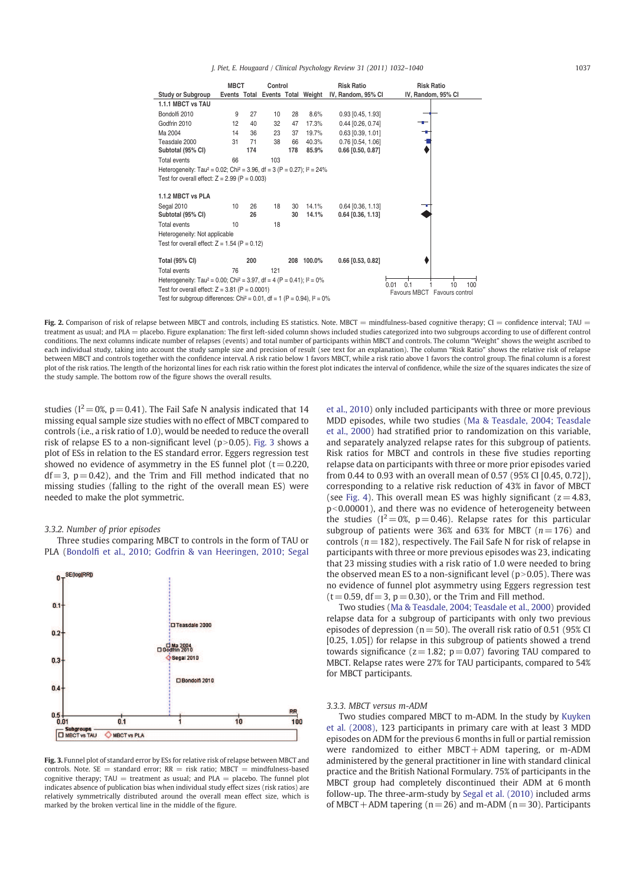| Study or Subgroup | MBCT Events | MBCT Total | Control Events | Control Total | Weight | Risk Ratio IV, Random, 95% CI |
|---|---|---|---|---|---|---|
| **1.1.1 MBCT vs TAU** | | | | | | |
| Bondolfi 2010 | 9 | 27 | 10 | 28 | 8.6% | 0.93 [0.45, 1.93] |
| Godfrin 2010 | 12 | 40 | 32 | 47 | 17.3% | 0.44 [0.26, 0.74] |
| Ma 2004 | 14 | 36 | 23 | 37 | 19.7% | 0.63 [0.39, 1.01] |
| Teasdale 2000 | 31 | 71 | 38 | 66 | 40.3% | 0.76 [0.54, 1.06] |
| **Subtotal (95% CI)** | | **174** | | **178** | **85.9%** | **0.66 [0.50, 0.87]** |
| Total events | 66 | | 103 | | | |
| Heterogeneity: Tau² = 0.02; Chi² = 3.96, df = 3 (P = 0.27); I² = 24% | | | | | | |
| Test for overall effect: Z = 2.99 (P = 0.003) | | | | | | |
| **1.1.2 MBCT vs PLA** | | | | | | |
| Segal 2010 | 10 | 26 | 18 | 30 | 14.1% | 0.64 [0.36, 1.13] |
| **Subtotal (95% CI)** | | **26** | | **30** | **14.1%** | **0.64 [0.36, 1.13]** |
| Total events | 10 | | 18 | | | |
| Heterogeneity: Not applicable | | | | | | |
| Test for overall effect: Z = 1.54 (P = 0.12) | | | | | | |
| **Total (95% CI)** | | **200** | | **208** | **100.0%** | **0.66 [0.53, 0.82]** |
| Total events | 76 | | 121 | | | |
| Heterogeneity: Tau² = 0.00; Chi² = 3.97, df = 4 (P = 0.41); I² = 0% | | | | | | |
| Test for overall effect: Z = 3.81 (P = 0.0001) | | | | | | |
| Test for subgroup differences: Chi² = 0.01, df = 1 (P = 0.94), I² = 0% | | | | | | |

**Fig. 2.** Comparison of risk of relapse between MBCT and controls, including ES statistics. Note. MBCT = mindfulness-based cognitive therapy; CI = confidence interval; TAU = treatment as usual; and PLA = placebo. Figure explanation: The first left-sided column shows included studies categorized into two subgroups according to use of different control conditions. The next columns indicate number of relapses (events) and total number of participants within MBCT and controls. The column "Weight" shows the weight ascribed to each individual study, taking into account the study sample size and precision of result (see text for an explanation). The column "Risk Ratio" shows the relative risk of relapse between MBCT and controls together with the confidence interval. A risk ratio below 1 favors MBCT, while a risk ratio above 1 favors the control group. The final column is a forest plot of the risk ratios. The length of the horizontal lines for each risk ratio within the forest plot indicates the interval of confidence, while the size of the squares indicates the size of the study sample. The bottom row of the figure shows the overall results.

studies ($I^2 = 0\%$, $p = 0.41$). The Fail Safe N analysis indicated that 14 missing equal sample size studies with no effect of MBCT compared to controls (i.e., a risk ratio of 1.0), would be needed to reduce the overall risk of relapse ES to a non-significant level ($p > 0.05$). Fig. 3 shows a plot of ESs in relation to the ES standard error. Eggers regression test showed no evidence of asymmetry in the ES funnel plot ($t = 0.220$, $df = 3$, $p = 0.42$), and the Trim and Fill method indicated that no missing studies (falling to the right of the overall mean ES) were needed to make the plot symmetric.

### 3.3.2. Number of prior episodes

Three studies comparing MBCT to controls in the form of TAU or PLA (Bondolfi et al., 2010; Godfrin & van Heeringen, 2010; Segal et al., 2010) only included participants with three or more previous MDD episodes, while two studies (Ma & Teasdale, 2004; Teasdale et al., 2000) had stratified prior to randomization on this variable, and separately analyzed relapse rates for this subgroup of patients. Risk ratios for MBCT and controls in these five studies reporting relapse data on participants with three or more prior episodes varied from 0.44 to 0.93 with an overall mean of 0.57 (95% CI [0.45, 0.72]), corresponding to a relative risk reduction of 43% in favor of MBCT (see Fig. 4). This overall mean ES was highly significant ($z = 4.83$, $p < 0.00001$), and there was no evidence of heterogeneity between the studies ($I^2 = 0\%$, $p = 0.46$). Relapse rates for this particular subgroup of patients were 36% and 63% for MBCT ($n = 176$) and controls ($n = 182$), respectively. The Fail Safe N for risk of relapse in participants with three or more previous episodes was 23, indicating that 23 missing studies with a risk ratio of 1.0 were needed to bring the observed mean ES to a non-significant level ($p > 0.05$). There was no evidence of funnel plot asymmetry using Eggers regression test ($t = 0.59$, $df = 3$, $p = 0.30$), or the Trim and Fill method.

Two studies (Ma & Teasdale, 2004; Teasdale et al., 2000) provided relapse data for a subgroup of participants with only two previous episodes of depression ($n = 50$). The overall risk ratio of 0.51 (95% CI [0.25, 1.05]) for relapse in this subgroup of patients showed a trend towards significance ($z = 1.82$; $p = 0.07$) favoring TAU compared to MBCT. Relapse rates were 27% for TAU participants, compared to 54% for MBCT participants.

**Fig. 3.** Funnel plot of standard error by ESs for relative risk of relapse between MBCT and controls. Note. SE = standard error; RR = risk ratio; MBCT = mindfulness-based cognitive therapy; TAU = treatment as usual; and PLA = placebo. The funnel plot indicates absence of publication bias when individual study effect sizes (risk ratios) are relatively symmetrically distributed around the overall mean effect size, which is marked by the broken vertical line in the middle of the figure.

### 3.3.3. MBCT versus m-ADM

Two studies compared MBCT to m-ADM. In the study by Kuyken et al. (2008), 123 participants in primary care with at least 3 MDD episodes on ADM for the previous 6 months in full or partial remission were randomized to either MBCT + ADM tapering, or m-ADM administered by the general practitioner in line with standard clinical practice and the British National Formulary. 75% of participants in the MBCT group had completely discontinued their ADM at 6 month follow-up. The three-arm-study by Segal et al. (2010) included arms of MBCT + ADM tapering ($n = 26$) and m-ADM ($n = 30$). Participants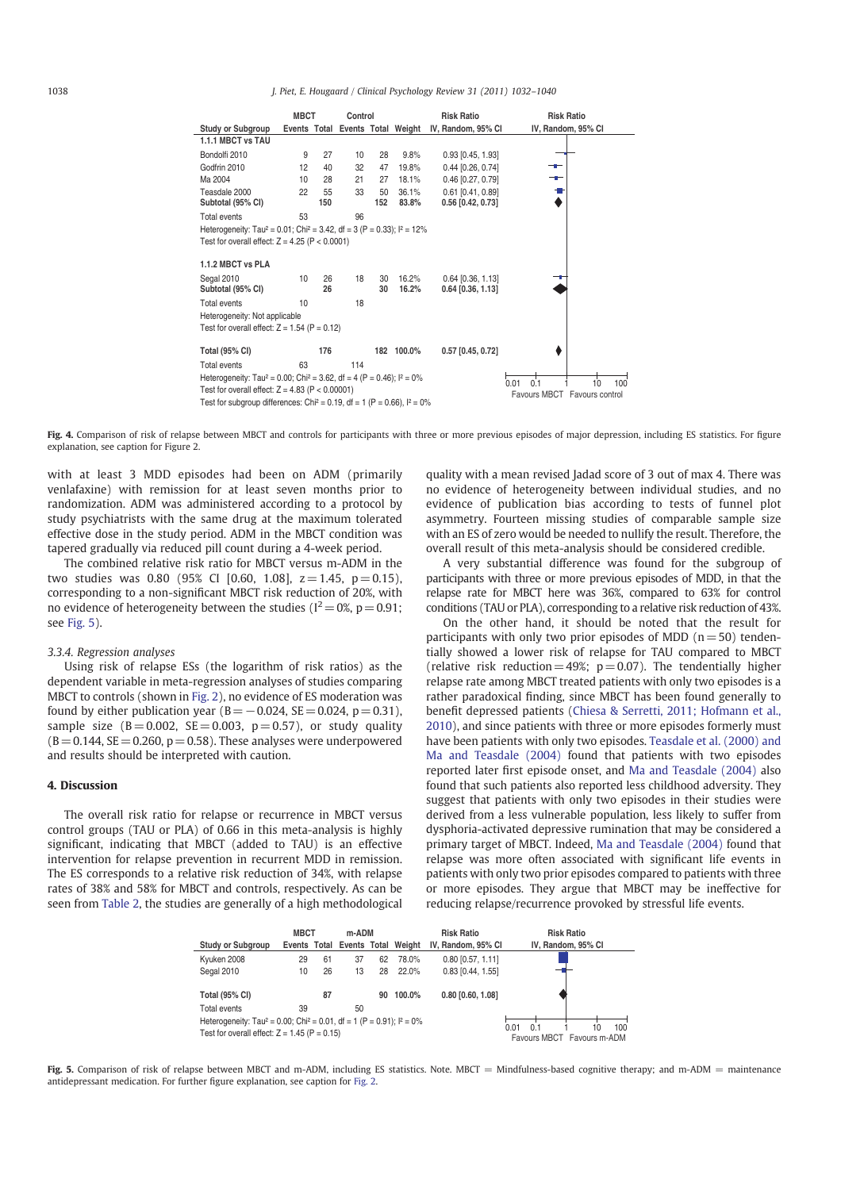| Study or Subgroup | MBCT Events | MBCT Total | Control Events | Control Total | Weight | Risk Ratio IV, Random, 95% CI |
|---|---|---|---|---|---|---|
| **1.1.1 MBCT vs TAU** | | | | | | |
| Bondolfi 2010 | 9 | 27 | 10 | 28 | 9.8% | 0.93 [0.45, 1.93] |
| Godfrin 2010 | 12 | 40 | 32 | 47 | 19.8% | 0.44 [0.26, 0.74] |
| Ma 2004 | 10 | 28 | 21 | 27 | 18.1% | 0.46 [0.27, 0.79] |
| Teasdale 2000 | 22 | 55 | 33 | 50 | 36.1% | 0.61 [0.41, 0.89] |
| **Subtotal (95% CI)** | | **150** | | **152** | **83.8%** | **0.56 [0.42, 0.73]** |
| Total events | 53 | | 96 | | | |
| Heterogeneity: $Tau^2 = 0.01$; $Chi^2 = 3.42$, df = 3 (P = 0.33); $I^2 = 12\%$ | | | | | | |
| Test for overall effect: Z = 4.25 (P < 0.0001) | | | | | | |
| **1.1.2 MBCT vs PLA** | | | | | | |
| Segal 2010 | 10 | 26 | 18 | 30 | 16.2% | 0.64 [0.36, 1.13] |
| **Subtotal (95% CI)** | | **26** | | **30** | **16.2%** | **0.64 [0.36, 1.13]** |
| Total events | 10 | | 18 | | | |
| Heterogeneity: Not applicable | | | | | | |
| Test for overall effect: Z = 1.54 (P = 0.12) | | | | | | |
| **Total (95% CI)** | | **176** | | **182** | **100.0%** | **0.57 [0.45, 0.72]** |
| Total events | 63 | | 114 | | | |
| Heterogeneity: $Tau^2 = 0.00$; $Chi^2 = 3.62$, df = 4 (P = 0.46); $I^2 = 0\%$ | | | | | | |
| Test for overall effect: Z = 4.83 (P < 0.00001) | | | | | | |
| Test for subgroup differences: $Chi^2 = 0.19$, df = 1 (P = 0.66), $I^2 = 0\%$ | | | | | | |

Favours MBCT — Favours control (axis: 0.01, 0.1, 1, 10, 100)

**Fig. 4.** Comparison of risk of relapse between MBCT and controls for participants with three or more previous episodes of major depression, including ES statistics. For figure explanation, see caption for Figure 2.

with at least 3 MDD episodes had been on ADM (primarily venlafaxine) with remission for at least seven months prior to randomization. ADM was administered according to a protocol by study psychiatrists with the same drug at the maximum tolerated effective dose in the study period. ADM in the MBCT condition was tapered gradually via reduced pill count during a 4-week period.

The combined relative risk ratio for MBCT versus m-ADM in the two studies was 0.80 (95% CI [0.60, 1.08], $z = 1.45$, $p = 0.15$), corresponding to a non-significant MBCT risk reduction of 20%, with no evidence of heterogeneity between the studies ($I^2 = 0\%$, $p = 0.91$; see Fig. 5).

### 3.3.4. Regression analyses

Using risk of relapse ESs (the logarithm of risk ratios) as the dependent variable in meta-regression analyses of studies comparing MBCT to controls (shown in Fig. 2), no evidence of ES moderation was found by either publication year ($B = -0.024$, $SE = 0.024$, $p = 0.31$), sample size ($B = 0.002$, $SE = 0.003$, $p = 0.57$), or study quality ($B = 0.144$, $SE = 0.260$, $p = 0.58$). These analyses were underpowered and results should be interpreted with caution.

## 4. Discussion

The overall risk ratio for relapse or recurrence in MBCT versus control groups (TAU or PLA) of 0.66 in this meta-analysis is highly significant, indicating that MBCT (added to TAU) is an effective intervention for relapse prevention in recurrent MDD in remission. The ES corresponds to a relative risk reduction of 34%, with relapse rates of 38% and 58% for MBCT and controls, respectively. As can be seen from Table 2, the studies are generally of a high methodological quality with a mean revised Jadad score of 3 out of max 4. There was no evidence of heterogeneity between individual studies, and no evidence of publication bias according to tests of funnel plot asymmetry. Fourteen missing studies of comparable sample size with an ES of zero would be needed to nullify the result. Therefore, the overall result of this meta-analysis should be considered credible.

A very substantial difference was found for the subgroup of participants with three or more previous episodes of MDD, in that the relapse rate for MBCT here was 36%, compared to 63% for control conditions (TAU or PLA), corresponding to a relative risk reduction of 43%.

On the other hand, it should be noted that the result for participants with only two prior episodes of MDD ($n = 50$) tendentially showed a lower risk of relapse for TAU compared to MBCT (relative risk reduction = 49%; $p = 0.07$). The tendentially higher relapse rate among MBCT treated patients with only two episodes is a rather paradoxical finding, since MBCT has been found generally to benefit depressed patients (Chiesa & Serretti, 2011; Hofmann et al., 2010), and since patients with three or more episodes formerly must have been patients with only two episodes. Teasdale et al. (2000) and Ma and Teasdale (2004) found that patients with two episodes reported later first episode onset, and Ma and Teasdale (2004) also found that such patients also reported less childhood adversity. They suggest that patients with only two episodes in their studies were derived from a less vulnerable population, less likely to suffer from dysphoria-activated depressive rumination that may be considered a primary target of MBCT. Indeed, Ma and Teasdale (2004) found that relapse was more often associated with significant life events in patients with only two prior episodes compared to patients with three or more episodes. They argue that MBCT may be ineffective for reducing relapse/recurrence provoked by stressful life events.

| Study or Subgroup | MBCT Events | MBCT Total | m-ADM Events | m-ADM Total | Weight | Risk Ratio IV, Random, 95% CI |
|---|---|---|---|---|---|---|
| Kyuken 2008 | 29 | 61 | 37 | 62 | 78.0% | 0.80 [0.57, 1.11] |
| Segal 2010 | 10 | 26 | 13 | 28 | 22.0% | 0.83 [0.44, 1.55] |
| **Total (95% CI)** | | **87** | | **90** | **100.0%** | **0.80 [0.60, 1.08]** |
| Total events | 39 | | 50 | | | |
| Heterogeneity: $Tau^2 = 0.00$; $Chi^2 = 0.01$, df = 1 (P = 0.91); $I^2 = 0\%$ | | | | | | |
| Test for overall effect: Z = 1.45 (P = 0.15) | | | | | | |

Favours MBCT — Favours m-ADM (axis: 0.01, 0.1, 1, 10, 100)

**Fig. 5.** Comparison of risk of relapse between MBCT and m-ADM, including ES statistics. Note. MBCT = Mindfulness-based cognitive therapy; and m-ADM = maintenance antidepressant medication. For further figure explanation, see caption for Fig. 2.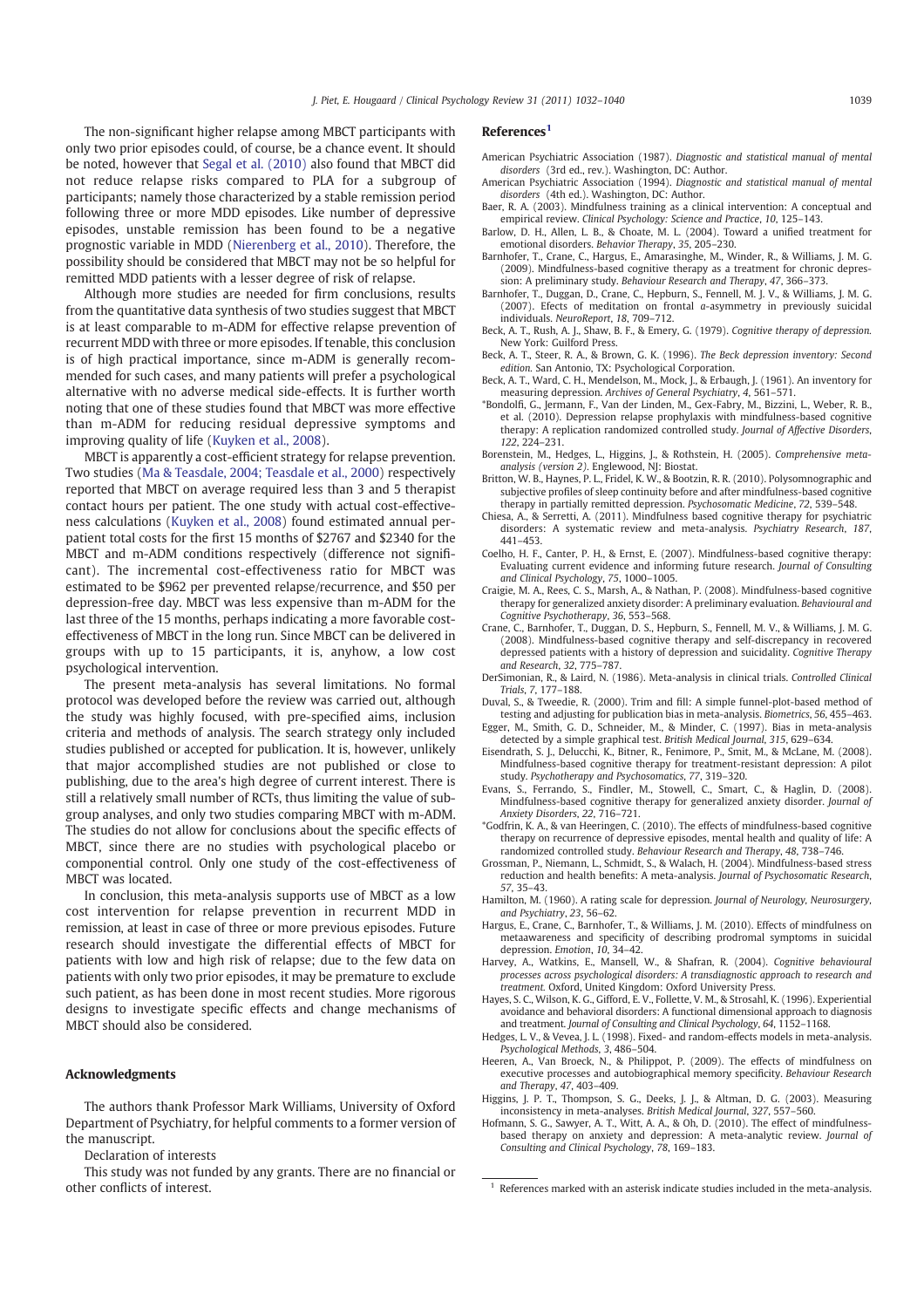The non-significant higher relapse among MBCT participants with only two prior episodes could, of course, be a chance event. It should be noted, however that Segal et al. (2010) also found that MBCT did not reduce relapse risks compared to PLA for a subgroup of participants; namely those characterized by a stable remission period following three or more MDD episodes. Like number of depressive episodes, unstable remission has been found to be a negative prognostic variable in MDD (Nierenberg et al., 2010). Therefore, the possibility should be considered that MBCT may not be so helpful for remitted MDD patients with a lesser degree of risk of relapse.

Although more studies are needed for firm conclusions, results from the quantitative data synthesis of two studies suggest that MBCT is at least comparable to m-ADM for effective relapse prevention of recurrent MDD with three or more episodes. If tenable, this conclusion is of high practical importance, since m-ADM is generally recommended for such cases, and many patients will prefer a psychological alternative with no adverse medical side-effects. It is further worth noting that one of these studies found that MBCT was more effective than m-ADM for reducing residual depressive symptoms and improving quality of life (Kuyken et al., 2008).

MBCT is apparently a cost-efficient strategy for relapse prevention. Two studies (Ma & Teasdale, 2004; Teasdale et al., 2000) respectively reported that MBCT on average required less than 3 and 5 therapist contact hours per patient. The one study with actual cost-effectiveness calculations (Kuyken et al., 2008) found estimated annual per-patient total costs for the first 15 months of $2767 and $2340 for the MBCT and m-ADM conditions respectively (difference not significant). The incremental cost-effectiveness ratio for MBCT was estimated to be $962 per prevented relapse/recurrence, and $50 per depression-free day. MBCT was less expensive than m-ADM for the last three of the 15 months, perhaps indicating a more favorable cost-effectiveness of MBCT in the long run. Since MBCT can be delivered in groups with up to 15 participants, it is, anyhow, a low cost psychological intervention.

The present meta-analysis has several limitations. No formal protocol was developed before the review was carried out, although the study was highly focused, with pre-specified aims, inclusion criteria and methods of analysis. The search strategy only included studies published or accepted for publication. It is, however, unlikely that major accomplished studies are not published or close to publishing, due to the area's high degree of current interest. There is still a relatively small number of RCTs, thus limiting the value of subgroup analyses, and only two studies comparing MBCT with m-ADM. The studies do not allow for conclusions about the specific effects of MBCT, since there are no studies with psychological placebo or componential control. Only one study of the cost-effectiveness of MBCT was located.

In conclusion, this meta-analysis supports use of MBCT as a low cost intervention for relapse prevention in recurrent MDD in remission, at least in case of three or more previous episodes. Future research should investigate the differential effects of MBCT for patients with low and high risk of relapse; due to the few data on patients with only two prior episodes, it may be premature to exclude such patient, as has been done in most recent studies. More rigorous designs to investigate specific effects and change mechanisms of MBCT should also be considered.

## Acknowledgments

The authors thank Professor Mark Williams, University of Oxford Department of Psychiatry, for helpful comments to a former version of the manuscript.

Declaration of interests

This study was not funded by any grants. There are no financial or other conflicts of interest.

## References[1]

American Psychiatric Association (1987). *Diagnostic and statistical manual of mental disorders* (3rd ed., rev.). Washington, DC: Author.

American Psychiatric Association (1994). *Diagnostic and statistical manual of mental disorders* (4th ed.). Washington, DC: Author.

Baer, R. A. (2003). Mindfulness training as a clinical intervention: A conceptual and empirical review. *Clinical Psychology: Science and Practice*, *10*, 125–143.

Barlow, D. H., Allen, L. B., & Choate, M. L. (2004). Toward a unified treatment for emotional disorders. *Behavior Therapy*, *35*, 205–230.

Barnhofer, T., Crane, C., Hargus, E., Amarasinghe, M., Winder, R., & Williams, J. M. G. (2009). Mindfulness-based cognitive therapy as a treatment for chronic depression: A preliminary study. *Behaviour Research and Therapy*, *47*, 366–373.

Barnhofer, T., Duggan, D., Crane, C., Hepburn, S., Fennell, M. J. V., & Williams, J. M. G. (2007). Effects of meditation on frontal α-asymmetry in previously suicidal individuals. *NeuroReport*, *18*, 709–712.

Beck, A. T., Rush, A. J., Shaw, B. F., & Emery, G. (1979). *Cognitive therapy of depression.* New York: Guilford Press.

Beck, A. T., Steer, R. A., & Brown, G. K. (1996). *The Beck depression inventory: Second edition.* San Antonio, TX: Psychological Corporation.

Beck, A. T., Ward, C. H., Mendelson, M., Mock, J., & Erbaugh, J. (1961). An inventory for measuring depression. *Archives of General Psychiatry*, *4*, 561–571.

*Bondolfi, G., Jermann, F., Van der Linden, M., Gex-Fabry, M., Bizzini, L., Weber, R. B., et al. (2010). Depression relapse prophylaxis with mindfulness-based cognitive therapy: A replication randomized controlled study. *Journal of Affective Disorders*, *122*, 224–231.

Borenstein, M., Hedges, L., Higgins, J., & Rothstein, H. (2005). *Comprehensive meta-analysis (version 2).* Englewood, NJ: Biostat.

Britton, W. B., Haynes, P. L., Fridel, K. W., & Bootzin, R. R. (2010). Polysomnographic and subjective profiles of sleep continuity before and after mindfulness-based cognitive therapy in partially remitted depression. *Psychosomatic Medicine*, *72*, 539–548.

Chiesa, A., & Serretti, A. (2011). Mindfulness based cognitive therapy for psychiatric disorders: A systematic review and meta-analysis. *Psychiatry Research*, *187*, 441–453.

Coelho, H. F., Canter, P. H., & Ernst, E. (2007). Mindfulness-based cognitive therapy: Evaluating current evidence and informing future research. *Journal of Consulting and Clinical Psychology*, *75*, 1000–1005.

Craigie, M. A., Rees, C. S., Marsh, A., & Nathan, P. (2008). Mindfulness-based cognitive therapy for generalized anxiety disorder: A preliminary evaluation. *Behavioural and Cognitive Psychotherapy*, *36*, 553–568.

Crane, C., Barnhofer, T., Duggan, D. S., Hepburn, S., Fennell, M. V., & Williams, J. M. G. (2008). Mindfulness-based cognitive therapy and self-discrepancy in recovered depressed patients with a history of depression and suicidality. *Cognitive Therapy and Research*, *32*, 775–787.

DerSimonian, R., & Laird, N. (1986). Meta-analysis in clinical trials. *Controlled Clinical Trials*, *7*, 177–188.

Duval, S., & Tweedie, R. (2000). Trim and fill: A simple funnel-plot-based method of testing and adjusting for publication bias in meta-analysis. *Biometrics*, *56*, 455–463.

Egger, M., Smith, G. D., Schneider, M., & Minder, C. (1997). Bias in meta-analysis detected by a simple graphical test. *British Medical Journal*, *315*, 629–634.

Eisendrath, S. J., Delucchi, K., Bitner, R., Fenimore, P., Smit, M., & McLane, M. (2008). Mindfulness-based cognitive therapy for treatment-resistant depression: A pilot study. *Psychotherapy and Psychosomatics*, *77*, 319–320.

Evans, S., Ferrando, S., Findler, M., Stowell, C., Smart, C., & Haglin, D. (2008). Mindfulness-based cognitive therapy for generalized anxiety disorder. *Journal of Anxiety Disorders*, *22*, 716–721.

*Godfrin, K. A., & van Heeringen, C. (2010). The effects of mindfulness-based cognitive therapy on recurrence of depressive episodes, mental health and quality of life: A randomized controlled study. *Behaviour Research and Therapy*, *48*, 738–746.

Grossman, P., Niemann, L., Schmidt, S., & Walach, H. (2004). Mindfulness-based stress reduction and health benefits: A meta-analysis. *Journal of Psychosomatic Research*, *57*, 35–43.

Hamilton, M. (1960). A rating scale for depression. *Journal of Neurology, Neurosurgery, and Psychiatry*, *23*, 56–62.

Hargus, E., Crane, C., Barnhofer, T., & Williams, J. M. (2010). Effects of mindfulness on metaawareness and specificity of describing prodromal symptoms in suicidal depression. *Emotion*, *10*, 34–42.

Harvey, A., Watkins, E., Mansell, W., & Shafran, R. (2004). *Cognitive behavioural processes across psychological disorders: A transdiagnostic approach to research and treatment.* Oxford, United Kingdom: Oxford University Press.

Hayes, S. C., Wilson, K. G., Gifford, E. V., Follette, V. M., & Strosahl, K. (1996). Experiential avoidance and behavioral disorders: A functional dimensional approach to diagnosis and treatment. *Journal of Consulting and Clinical Psychology*, *64*, 1152–1168.

Hedges, L. V., & Vevea, J. L. (1998). Fixed- and random-effects models in meta-analysis. *Psychological Methods*, *3*, 486–504.

Heeren, A., Van Broeck, N., & Philippot, P. (2009). The effects of mindfulness on executive processes and autobiographical memory specificity. *Behaviour Research and Therapy*, *47*, 403–409.

Higgins, J. P. T., Thompson, S. G., Deeks, J. J., & Altman, D. G. (2003). Measuring inconsistency in meta-analyses. *British Medical Journal*, *327*, 557–560.

Hofmann, S. G., Sawyer, A. T., Witt, A. A., & Oh, D. (2010). The effect of mindfulness-based therapy on anxiety and depression: A meta-analytic review. *Journal of Consulting and Clinical Psychology*, *78*, 169–183.

[1] References marked with an asterisk indicate studies included in the meta-analysis.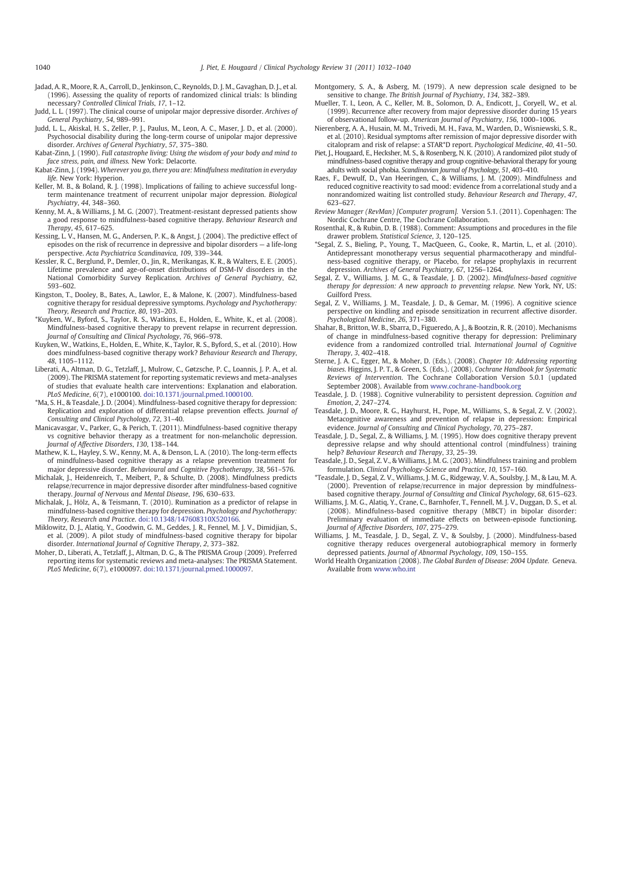Jadad, A. R., Moore, R. A., Carroll, D., Jenkinson, C., Reynolds, D. J. M., Gavaghan, D. J., et al. (1996). Assessing the quality of reports of randomized clinical trials: Is blinding necessary? *Controlled Clinical Trials*, *17*, 1–12.

Judd, L. L. (1997). The clinical course of unipolar major depressive disorder. *Archives of General Psychiatry*, *54*, 989–991.

Judd, L. L., Akiskal, H. S., Zeller, P. J., Paulus, M., Leon, A. C., Maser, J. D., et al. (2000). Psychosocial disability during the long-term course of unipolar major depressive disorder. *Archives of General Psychiatry*, *57*, 375–380.

Kabat-Zinn, J. (1990). *Full catastrophe living: Using the wisdom of your body and mind to face stress, pain, and illness.* New York: Delacorte.

Kabat-Zinn, J. (1994). *Wherever you go, there you are: Mindfulness meditation in everyday life.* New York: Hyperion.

Keller, M. B., & Boland, R. J. (1998). Implications of failing to achieve successful long-term maintenance treatment of recurrent unipolar major depression. *Biological Psychiatry*, *44*, 348–360.

Kenny, M. A., & Williams, J. M. G. (2007). Treatment-resistant depressed patients show a good response to mindfulness-based cognitive therapy. *Behaviour Research and Therapy*, *45*, 617–625.

Kessing, L. V., Hansen, M. G., Andersen, P. K., & Angst, J. (2004). The predictive effect of episodes on the risk of recurrence in depressive and bipolar disorders — a life-long perspective. *Acta Psychiatrica Scandinavica*, *109*, 339–344.

Kessler, R. C., Berglund, P., Demler, O., Jin, R., Merikangas, K. R., & Walters, E. E. (2005). Lifetime prevalence and age-of-onset distributions of DSM-IV disorders in the National Comorbidity Survey Replication. *Archives of General Psychiatry*, *62*, 593–602.

Kingston, T., Dooley, B., Bates, A., Lawlor, E., & Malone, K. (2007). Mindfulness-based cognitive therapy for residual depressive symptoms. *Psychology and Psychotherapy: Theory, Research and Practice*, *80*, 193–203.

*Kuyken, W., Byford, S., Taylor, R. S., Watkins, E., Holden, E., White, K., et al. (2008). Mindfulness-based cognitive therapy to prevent relapse in recurrent depression. *Journal of Consulting and Clinical Psychology*, *76*, 966–978.

Kuyken, W., Watkins, E., Holden, E., White, K., Taylor, R. S., Byford, S., et al. (2010). How does mindfulness-based cognitive therapy work? *Behaviour Research and Therapy*, *48*, 1105–1112.

Liberati, A., Altman, D. G., Tetzlaff, J., Mulrow, C., Gøtzsche, P. C., Loannis, J. P. A., et al. (2009). The PRISMA statement for reporting systematic reviews and meta-analyses of studies that evaluate health care interventions: Explanation and elaboration. *PLoS Medicine*, *6*(7), e1000100. doi:10.1371/journal.pmed.1000100.

*Ma, S. H., & Teasdale, J. D. (2004). Mindfulness-based cognitive therapy for depression: Replication and exploration of differential relapse prevention effects. *Journal of Consulting and Clinical Psychology*, *72*, 31–40.

Manicavasgar, V., Parker, G., & Perich, T. (2011). Mindfulness-based cognitive therapy vs cognitive behavior therapy as a treatment for non-melancholic depression. *Journal of Affective Disorders*, *130*, 138–144.

Mathew, K. L., Hayley, S. W., Kenny, M. A., & Denson, L. A. (2010). The long-term effects of mindfulness-based cognitive therapy as a relapse prevention treatment for major depressive disorder. *Behavioural and Cognitive Psychotherapy*, *38*, 561–576.

Michalak, J., Heidenreich, T., Meibert, P., & Schulte, D. (2008). Mindfulness predicts relapse/recurrence in major depressive disorder after mindfulness-based cognitive therapy. *Journal of Nervous and Mental Disease*, *196*, 630–633.

Michalak, J., Hölz, A., & Teismann, T. (2010). Rumination as a predictor of relapse in mindfulness-based cognitive therapy for depression. *Psychology and Psychotherapy: Theory, Research and Practice*. doi:10.1348/147608310X520166.

Miklowitz, D. J., Alatiq, Y., Goodwin, G. M., Geddes, J. R., Fennel, M. J. V., Dimidjian, S., et al. (2009). A pilot study of mindfulness-based cognitive therapy for bipolar disorder. *International Journal of Cognitive Therapy*, *2*, 373–382.

Moher, D., Liberati, A., Tetzlaff, J., Altman, D. G., & The PRISMA Group (2009). Preferred reporting items for systematic reviews and meta-analyses: The PRISMA Statement. *PLoS Medicine*, *6*(7), e1000097. doi:10.1371/journal.pmed.1000097.

Montgomery, S. A., & Asberg, M. (1979). A new depression scale designed to be sensitive to change. *The British Journal of Psychiatry*, *134*, 382–389.

Mueller, T. I., Leon, A. C., Keller, M. B., Solomon, D. A., Endicott, J., Coryell, W., et al. (1999). Recurrence after recovery from major depressive disorder during 15 years of observational follow-up. *American Journal of Psychiatry*, *156*, 1000–1006.

Nierenberg, A. A., Husain, M. M., Trivedi, M. H., Fava, M., Warden, D., Wisniewski, S. R., et al. (2010). Residual symptoms after remission of major depressive disorder with citalopram and risk of relapse: a STAR*D report. *Psychological Medicine*, *40*, 41–50.

Piet, J., Hougaard, E., Hecksher, M. S., & Rosenberg, N. K. (2010). A randomized pilot study of mindfulness-based cognitive therapy and group cognitive-behavioral therapy for young adults with social phobia. *Scandinavian Journal of Psychology*, *51*, 403–410.

Raes, F., Dewulf, D., Van Heeringen, C., & Williams, J. M. (2009). Mindfulness and reduced cognitive reactivity to sad mood: evidence from a correlational study and a nonrandomized waiting list controlled study. *Behaviour Research and Therapy*, *47*, 623–627.

*Review Manager (RevMan) [Computer program].* Version 5.1. (2011). Copenhagen: The Nordic Cochrane Centre, The Cochrane Collaboration.

Rosenthal, R., & Rubin, D. B. (1988). Comment: Assumptions and procedures in the file drawer problem. *Statistical Science*, *3*, 120–125.

*Segal, Z. S., Bieling, P., Young, T., MacQueen, G., Cooke, R., Martin, L., et al. (2010). Antidepressant monotherapy versus sequential pharmacotherapy and mindfulness-based cognitive therapy, or Placebo, for relapse prophylaxis in recurrent depression. *Archives of General Psychiatry*, *67*, 1256–1264.

Segal, Z. V., Williams, J. M. G., & Teasdale, J. D. (2002). *Mindfulness-based cognitive therapy for depression: A new approach to preventing relapse.* New York, NY, US: Guilford Press.

Segal, Z. V., Williams, J. M., Teasdale, J. D., & Gemar, M. (1996). A cognitive science perspective on kindling and episode sensitization in recurrent affective disorder. *Psychological Medicine*, *26*, 371–380.

Shahar, B., Britton, W. B., Sbarra, D., Figueredo, A. J., & Bootzin, R. R. (2010). Mechanisms of change in mindfulness-based cognitive therapy for depression: Preliminary evidence from a randomized controlled trial. *International Journal of Cognitive Therapy*, *3*, 402–418.

Sterne, J. A. C., Egger, M., & Moher, D. (Eds.). (2008). *Chapter 10: Addressing reporting biases.* Higgins, J. P. T., & Green, S. (Eds.). (2008). *Cochrane Handbook for Systematic Reviews of Intervention*. The Cochrane Collaboration Version 5.0.1 (updated September 2008). Available from www.cochrane-handbook.org

Teasdale, J. D. (1988). Cognitive vulnerability to persistent depression. *Cognition and Emotion*, *2*, 247–274.

Teasdale, J. D., Moore, R. G., Hayhurst, H., Pope, M., Williams, S., & Segal, Z. V. (2002). Metacognitive awareness and prevention of relapse in depression: Empirical evidence. *Journal of Consulting and Clinical Psychology*, *70*, 275–287.

Teasdale, J. D., Segal, Z., & Williams, J. M. (1995). How does cognitive therapy prevent depressive relapse and why should attentional control (mindfulness) training help? *Behaviour Research and Therapy*, *33*, 25–39.

Teasdale, J. D., Segal, Z. V., & Williams, J. M. G. (2003). Mindfulness training and problem formulation. *Clinical Psychology-Science and Practice*, *10*, 157–160.

*Teasdale, J. D., Segal, Z. V., Williams, J. M. G., Ridgeway, V. A., Soulsby, J. M., & Lau, M. A. (2000). Prevention of relapse/recurrence in major depression by mindfulness-based cognitive therapy. *Journal of Consulting and Clinical Psychology*, *68*, 615–623.

Williams, J. M. G., Alatiq, Y., Crane, C., Barnhofer, T., Fennell, M. J. V., Duggan, D. S., et al. (2008). Mindfulness-based cognitive therapy (MBCT) in bipolar disorder: Preliminary evaluation of immediate effects on between-episode functioning. *Journal of Affective Disorders*, *107*, 275–279.

Williams, J. M., Teasdale, J. D., Segal, Z. V., & Soulsby, J. (2000). Mindfulness-based cognitive therapy reduces overgeneral autobiographical memory in formerly depressed patients. *Journal of Abnormal Psychology*, *109*, 150–155.

World Health Organization (2008). *The Global Burden of Disease: 2004 Update.* Geneva. Available from www.who.int